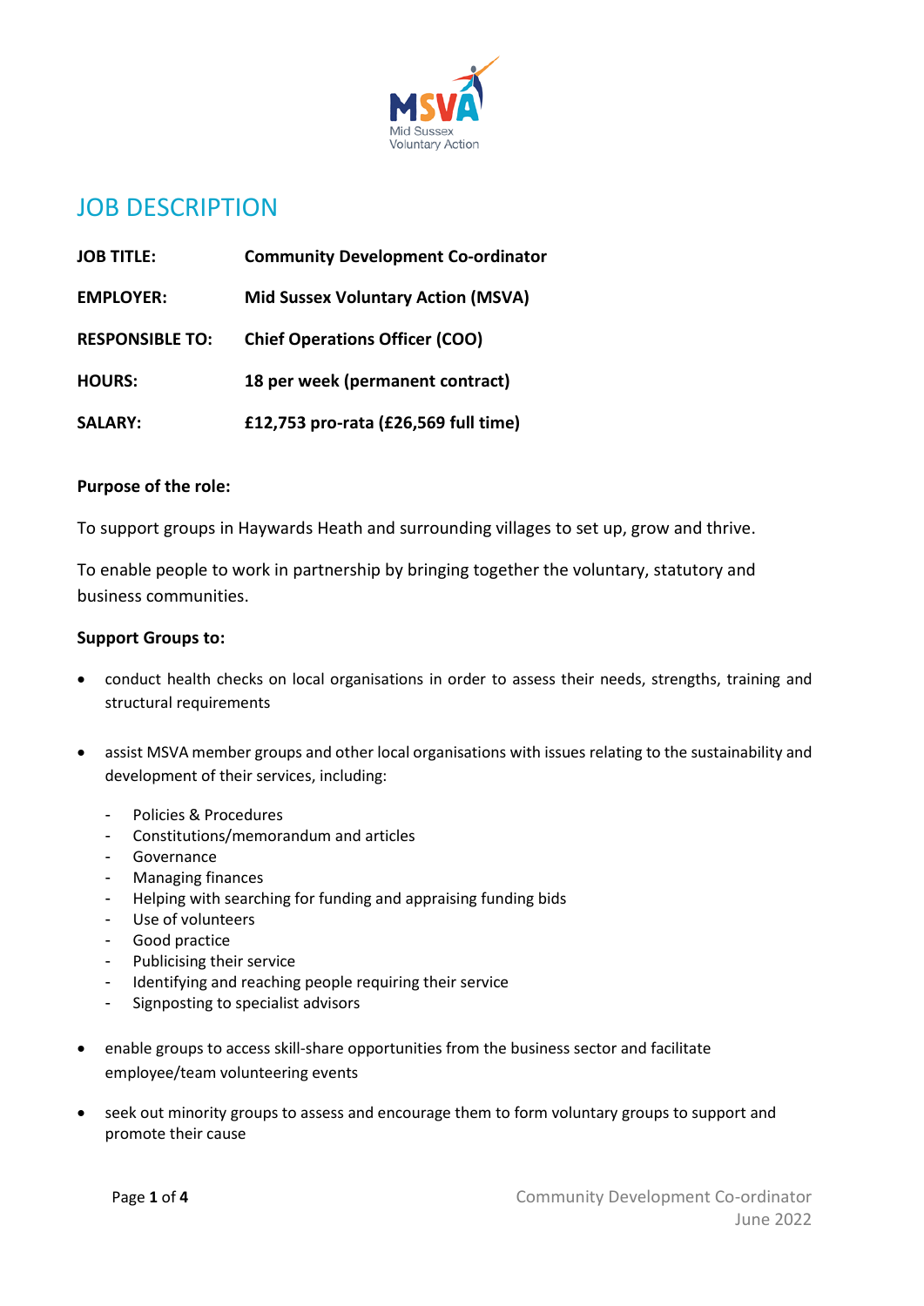# JOB DESCRIPTION

| | |
|---|---|
| **JOB TITLE:** | **Community Development Co-ordinator** |
| **EMPLOYER:** | **Mid Sussex Voluntary Action (MSVA)** |
| **RESPONSIBLE TO:** | **Chief Operations Officer (COO)** |
| **HOURS:** | **18 per week (permanent contract)** |
| **SALARY:** | **£12,753 pro-rata (£26,569 full time)** |

**Purpose of the role:**

To support groups in Haywards Heath and surrounding villages to set up, grow and thrive.

To enable people to work in partnership by bringing together the voluntary, statutory and business communities.

**Support Groups to:**

- conduct health checks on local organisations in order to assess their needs, strengths, training and structural requirements

- assist MSVA member groups and other local organisations with issues relating to the sustainability and development of their services, including:
  - Policies & Procedures
  - Constitutions/memorandum and articles
  - Governance
  - Managing finances
  - Helping with searching for funding and appraising funding bids
  - Use of volunteers
  - Good practice
  - Publicising their service
  - Identifying and reaching people requiring their service
  - Signposting to specialist advisors

- enable groups to access skill-share opportunities from the business sector and facilitate employee/team volunteering events

- seek out minority groups to assess and encourage them to form voluntary groups to support and promote their cause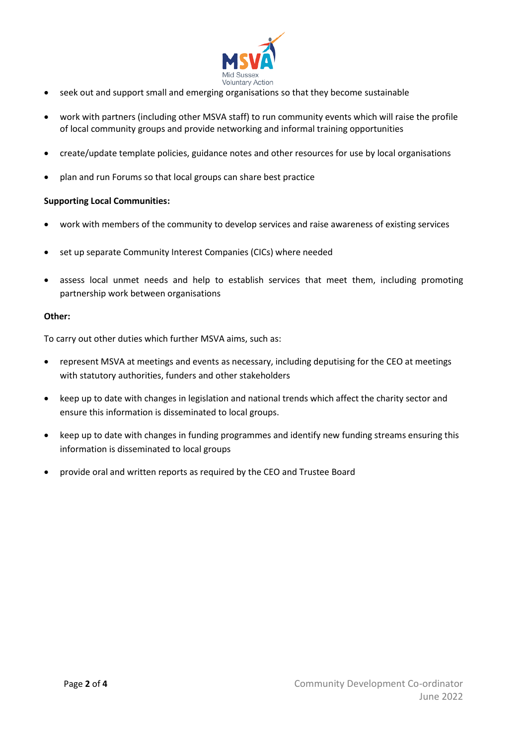- seek out and support small and emerging organisations so that they become sustainable

- work with partners (including other MSVA staff) to run community events which will raise the profile of local community groups and provide networking and informal training opportunities

- create/update template policies, guidance notes and other resources for use by local organisations

- plan and run Forums so that local groups can share best practice

**Supporting Local Communities:**

- work with members of the community to develop services and raise awareness of existing services

- set up separate Community Interest Companies (CICs) where needed

- assess local unmet needs and help to establish services that meet them, including promoting partnership work between organisations

**Other:**

To carry out other duties which further MSVA aims, such as:

- represent MSVA at meetings and events as necessary, including deputising for the CEO at meetings with statutory authorities, funders and other stakeholders

- keep up to date with changes in legislation and national trends which affect the charity sector and ensure this information is disseminated to local groups.

- keep up to date with changes in funding programmes and identify new funding streams ensuring this information is disseminated to local groups

- provide oral and written reports as required by the CEO and Trustee Board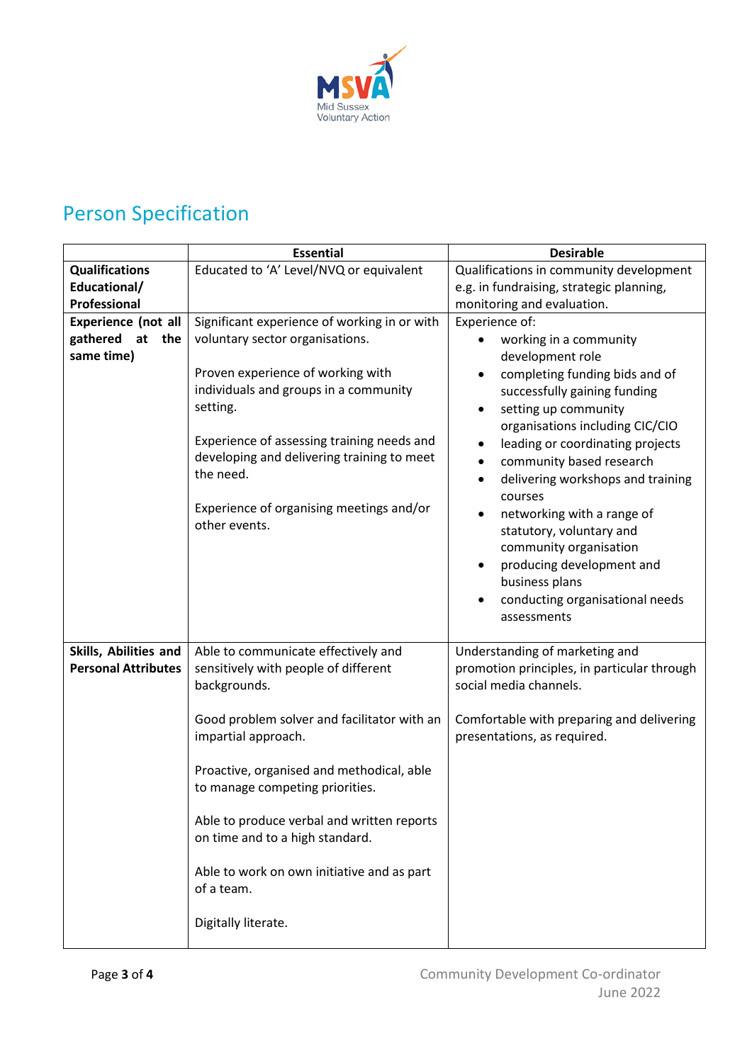## Person Specification

| | Essential | Desirable |
|---|---|---|
| **Qualifications Educational/ Professional** | Educated to 'A' Level/NVQ or equivalent | Qualifications in community development e.g. in fundraising, strategic planning, monitoring and evaluation. |
| **Experience (not all gathered at the same time)** | Significant experience of working in or with voluntary sector organisations.<br><br>Proven experience of working with individuals and groups in a community setting.<br><br>Experience of assessing training needs and developing and delivering training to meet the need.<br><br>Experience of organising meetings and/or other events. | Experience of:<br>• working in a community development role<br>• completing funding bids and of successfully gaining funding<br>• setting up community organisations including CIC/CIO<br>• leading or coordinating projects<br>• community based research<br>• delivering workshops and training courses<br>• networking with a range of statutory, voluntary and community organisation<br>• producing development and business plans<br>• conducting organisational needs assessments |
| **Skills, Abilities and Personal Attributes** | Able to communicate effectively and sensitively with people of different backgrounds.<br><br>Good problem solver and facilitator with an impartial approach.<br><br>Proactive, organised and methodical, able to manage competing priorities.<br><br>Able to produce verbal and written reports on time and to a high standard.<br><br>Able to work on own initiative and as part of a team.<br><br>Digitally literate. | Understanding of marketing and promotion principles, in particular through social media channels.<br><br>Comfortable with preparing and delivering presentations, as required. |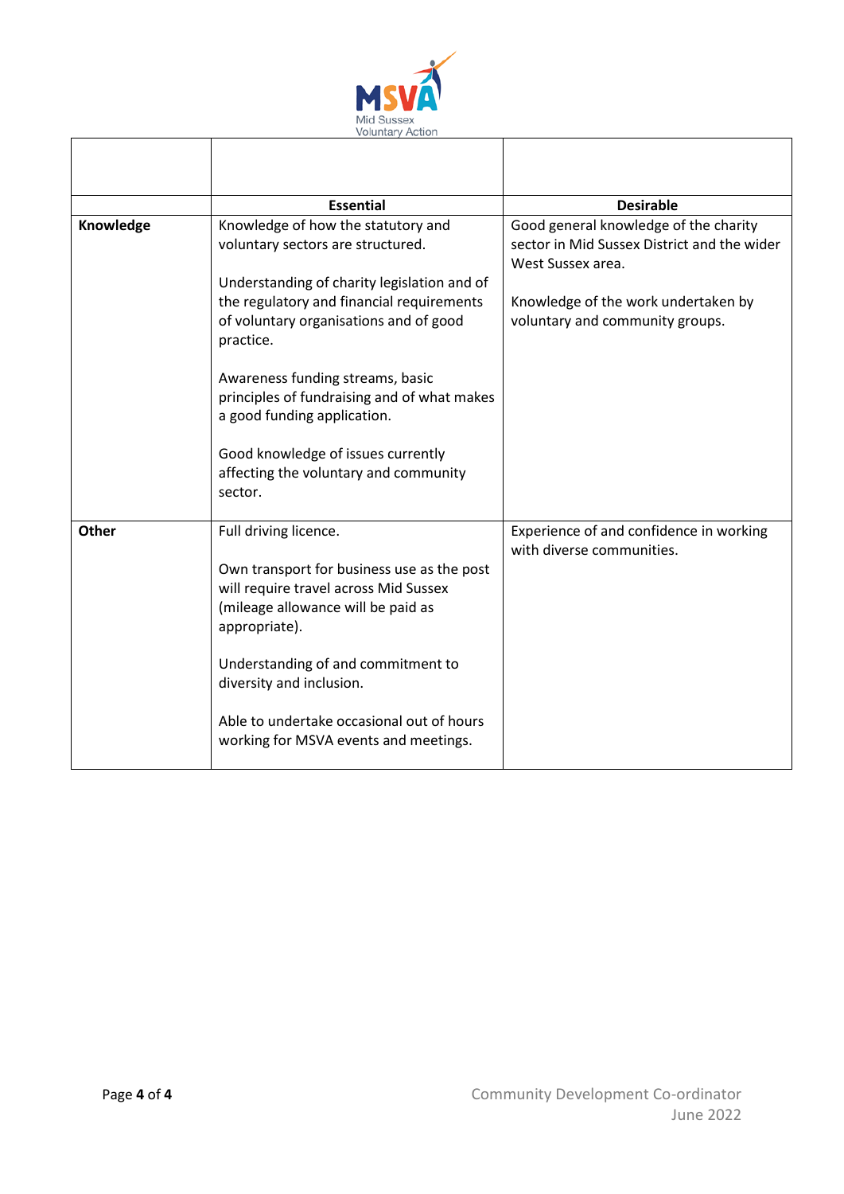| | | |
|---|---|---|
| | | |
| | **Essential** | **Desirable** |
| **Knowledge** | Knowledge of how the statutory and voluntary sectors are structured.<br><br>Understanding of charity legislation and of the regulatory and financial requirements of voluntary organisations and of good practice.<br><br>Awareness funding streams, basic principles of fundraising and of what makes a good funding application.<br><br>Good knowledge of issues currently affecting the voluntary and community sector. | Good general knowledge of the charity sector in Mid Sussex District and the wider West Sussex area.<br><br>Knowledge of the work undertaken by voluntary and community groups. |
| **Other** | Full driving licence.<br><br>Own transport for business use as the post will require travel across Mid Sussex (mileage allowance will be paid as appropriate).<br><br>Understanding of and commitment to diversity and inclusion.<br><br>Able to undertake occasional out of hours working for MSVA events and meetings. | Experience of and confidence in working with diverse communities. |